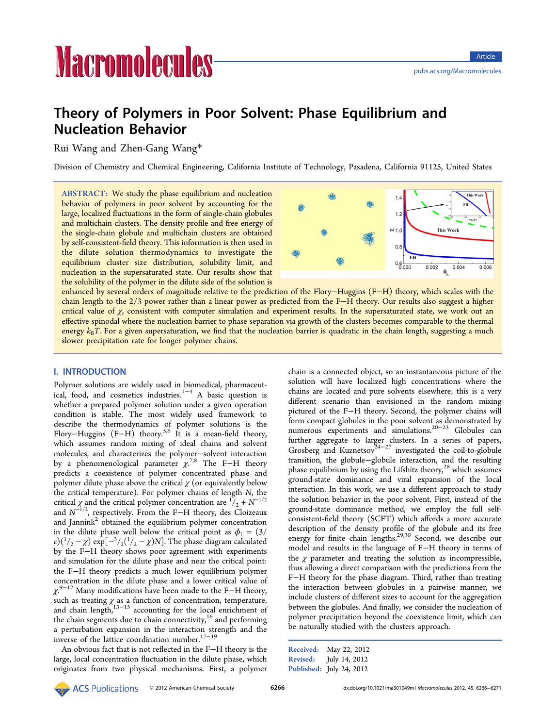# Theory of Polymers in Poor Solvent: Phase Equilibrium and Nucleation Behavior

Rui Wang and Zhen-Gang Wang*

Division of Chemistry and Chemical Engineering, California Institute of Technology, Pasadena, California 91125, United States

**ABSTRACT:** We study the phase equilibrium and nucleation behavior of polymers in poor solvent by accounting for the large, localized fluctuations in the form of single-chain globules and multichain clusters. The density profile and free energy of the single-chain globule and multichain clusters are obtained by self-consistent-field theory. This information is then used in the dilute solution thermodynamics to investigate the equilibrium cluster size distribution, solubility limit, and nucleation in the supersaturated state. Our results show that the solubility of the polymer in the dilute side of the solution is enhanced by several orders of magnitude relative to the prediction of the Flory–Huggins (F–H) theory, which scales with the chain length to the 2/3 power rather than a linear power as predicted from the F–H theory. Our results also suggest a higher critical value of $\chi$, consistent with computer simulation and experiment results. In the supersaturated state, we work out an effective spinodal where the nucleation barrier to phase separation via growth of the clusters becomes comparable to the thermal energy $k_BT$. For a given supersaturation, we find that the nucleation barrier is quadratic in the chain length, suggesting a much slower precipitation rate for longer polymer chains.

## I. INTRODUCTION

Polymer solutions are widely used in biomedical, pharmaceutical, food, and cosmetics industries.[1−4] A basic question is whether a prepared polymer solution under a given operation condition is stable. The most widely used framework to describe the thermodynamics of polymer solutions is the Flory–Huggins (F–H) theory.[5,6] It is a mean-field theory, which assumes random mixing of ideal chains and solvent molecules, and characterizes the polymer–solvent interaction by a phenomenological parameter $\chi$.[7,8] The F–H theory predicts a coexistence of polymer concentrated phase and polymer dilute phase above the critical $\chi$ (or equivalently below the critical temperature). For polymer chains of length $N$, the critical $\chi$ and the critical polymer concentration are $1/2 + N^{-1/2}$ and $N^{-1/2}$, respectively. From the F–H theory, des Cloizeaux and Jannink[2] obtained the equilibrium polymer concentration in the dilute phase well below the critical point as $\phi_L = (3/e)(1/2 - \chi)\exp[-3/2(1/2 - \chi)N]$. The phase diagram calculated by the F–H theory shows poor agreement with experiments and simulation for the dilute phase and near the critical point: the F–H theory predicts a much lower equilibrium polymer concentration in the dilute phase and a lower critical value of $\chi$.[9−12] Many modifications have been made to the F–H theory, such as treating $\chi$ as a function of concentration, temperature, and chain length,[13−15] accounting for the local enrichment of the chain segments due to chain connectivity,[16] and performing a perturbation expansion in the interaction strength and the inverse of the lattice coordination number.[17−19]

An obvious fact that is not reflected in the F–H theory is the large, local concentration fluctuation in the dilute phase, which originates from two physical mechanisms. First, a polymer chain is a connected object, so an instantaneous picture of the solution will have localized high concentrations where the chains are located and pure solvents elsewhere; this is a very different scenario than envisioned in the random mixing pictured of the F–H theory. Second, the polymer chains will form compact globules in the poor solvent as demonstrated by numerous experiments and simulations.[20−23] Globules can further aggregate to larger clusters. In a series of papers, Grosberg and Kuznetsov[24−27] investigated the coil-to-globule transition, the globule–globule interaction, and the resulting phase equilibrium by using the Lifshitz theory,[28] which assumes ground-state dominance and viral expansion of the local interaction. In this work, we use a different approach to study the solution behavior in the poor solvent. First, instead of the ground-state dominance method, we employ the full self-consistent-field theory (SCFT) which affords a more accurate description of the density profile of the globule and its free energy for finite chain lengths.[29,30] Second, we describe our model and results in the language of F–H theory in terms of the $\chi$ parameter and treating the solution as incompressible, thus allowing a direct comparison with the predictions from the F–H theory for the phase diagram. Third, rather than treating the interaction between globules in a pairwise manner, we include clusters of different sizes to account for the aggregation between the globules. And finally, we consider the nucleation of polymer precipitation beyond the coexistence limit, which can be naturally studied with the clusters approach.

Received: May 22, 2012
Revised: July 14, 2012
Published: July 24, 2012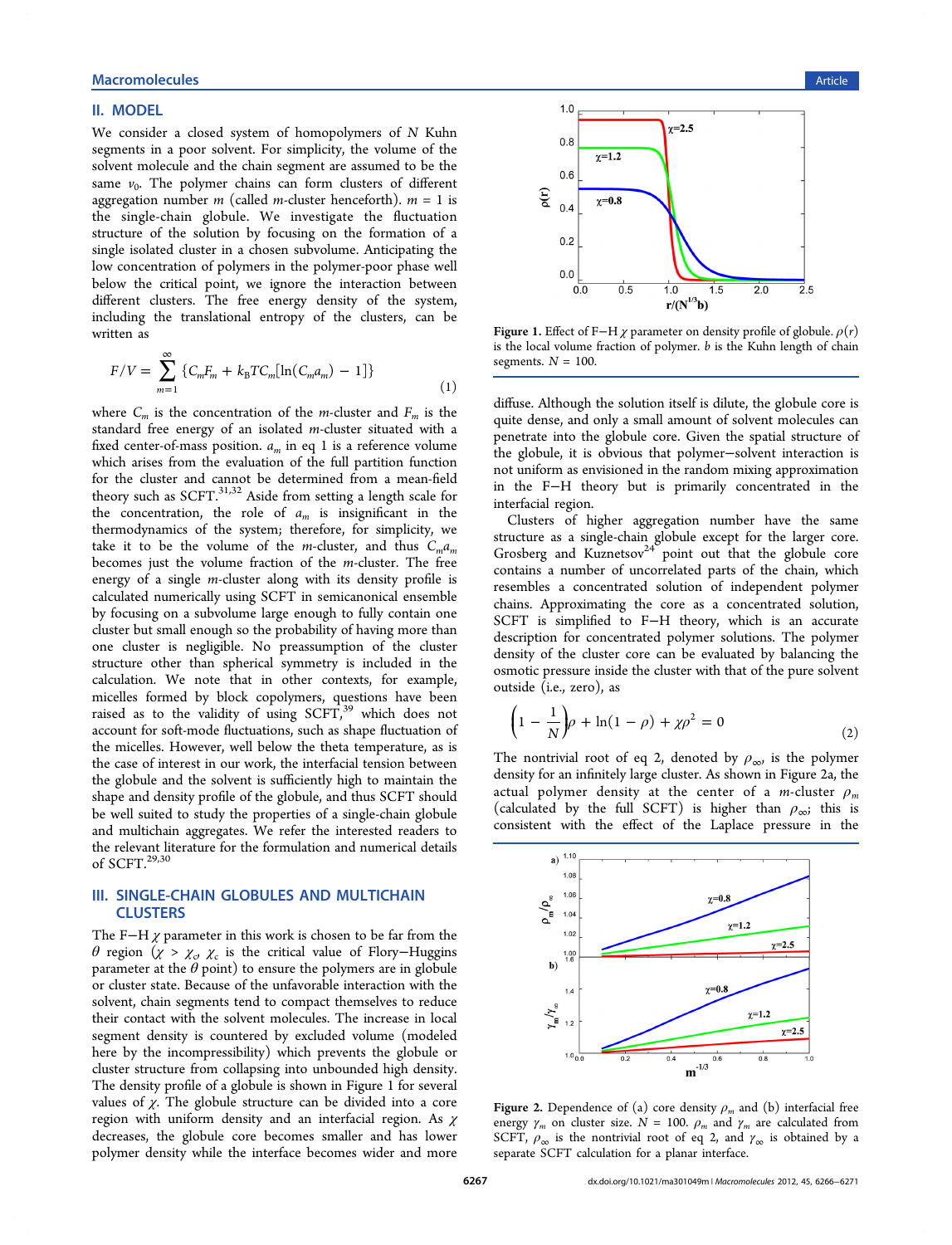## II. MODEL

We consider a closed system of homopolymers of $N$ Kuhn segments in a poor solvent. For simplicity, the volume of the solvent molecule and the chain segment are assumed to be the same $v_0$. The polymer chains can form clusters of different aggregation number $m$ (called $m$-cluster henceforth). $m = 1$ is the single-chain globule. We investigate the fluctuation structure of the solution by focusing on the formation of a single isolated cluster in a chosen subvolume. Anticipating the low concentration of polymers in the polymer-poor phase well below the critical point, we ignore the interaction between different clusters. The free energy density of the system, including the translational entropy of the clusters, can be written as

$$F/V = \sum_{m=1}^{\infty} \{C_m F_m + k_B T C_m [\ln(C_m a_m) - 1]\} \tag{1}$$

where $C_m$ is the concentration of the $m$-cluster and $F_m$ is the standard free energy of an isolated $m$-cluster situated with a fixed center-of-mass position. $a_m$ in eq 1 is a reference volume which arises from the evaluation of the full partition function for the cluster and cannot be determined from a mean-field theory such as SCFT.[31,32] Aside from setting a length scale for the concentration, the role of $a_m$ is insignificant in the thermodynamics of the system; therefore, for simplicity, we take it to be the volume of the $m$-cluster, and thus $C_m a_m$ becomes just the volume fraction of the $m$-cluster. The free energy of a single $m$-cluster along with its density profile is calculated numerically using SCFT in semicanonical ensemble by focusing on a subvolume large enough to fully contain one cluster but small enough so the probability of having more than one cluster is negligible. No preassumption of the cluster structure other than spherical symmetry is included in the calculation. We note that in other contexts, for example, micelles formed by block copolymers, questions have been raised as to the validity of using SCFT,[39] which does not account for soft-mode fluctuations, such as shape fluctuation of the micelles. However, well below the theta temperature, as is the case of interest in our work, the interfacial tension between the globule and the solvent is sufficiently high to maintain the shape and density profile of the globule, and thus SCFT should be well suited to study the properties of a single-chain globule and multichain aggregates. We refer the interested readers to the relevant literature for the formulation and numerical details of SCFT.[29,30]

## III. SINGLE-CHAIN GLOBULES AND MULTICHAIN CLUSTERS

The F−H $\chi$ parameter in this work is chosen to be far from the $\theta$ region ($\chi > \chi_c$, $\chi_c$ is the critical value of Flory−Huggins parameter at the $\theta$ point) to ensure the polymers are in globule or cluster state. Because of the unfavorable interaction with the solvent, chain segments tend to compact themselves to reduce their contact with the solvent molecules. The increase in local segment density is countered by excluded volume (modeled here by the incompressibility) which prevents the globule or cluster structure from collapsing into unbounded high density. The density profile of a globule is shown in Figure 1 for several values of $\chi$. The globule structure can be divided into a core region with uniform density and an interfacial region. As $\chi$ decreases, the globule core becomes smaller and has lower polymer density while the interface becomes wider and more diffuse. Although the solution itself is dilute, the globule core is quite dense, and only a small amount of solvent molecules can penetrate into the globule core. Given the spatial structure of the globule, it is obvious that polymer−solvent interaction is not uniform as envisioned in the random mixing approximation in the F−H theory but is primarily concentrated in the interfacial region.

Figure 1. Effect of F−H $\chi$ parameter on density profile of globule. $\rho(r)$ is the local volume fraction of polymer. $b$ is the Kuhn length of chain segments. $N = 100$.

Clusters of higher aggregation number have the same structure as a single-chain globule except for the larger core. Grosberg and Kuznetsov[24] point out that the globule core contains a number of uncorrelated parts of the chain, which resembles a concentrated solution of independent polymer chains. Approximating the core as a concentrated solution, SCFT is simplified to F−H theory, which is an accurate description for concentrated polymer solutions. The polymer density of the cluster core can be evaluated by balancing the osmotic pressure inside the cluster with that of the pure solvent outside (i.e., zero), as

$$\left(1 - \frac{1}{N}\right)\rho + \ln(1 - \rho) + \chi\rho^2 = 0 \tag{2}$$

The nontrivial root of eq 2, denoted by $\rho_\infty$, is the polymer density for an infinitely large cluster. As shown in Figure 2a, the actual polymer density at the center of a $m$-cluster $\rho_m$ (calculated by the full SCFT) is higher than $\rho_\infty$; this is consistent with the effect of the Laplace pressure in the

Figure 2. Dependence of (a) core density $\rho_m$ and (b) interfacial free energy $\gamma_m$ on cluster size. $N = 100$. $\rho_m$ and $\gamma_m$ are calculated from SCFT, $\rho_\infty$ is the nontrivial root of eq 2, and $\gamma_\infty$ is obtained by a separate SCFT calculation for a planar interface.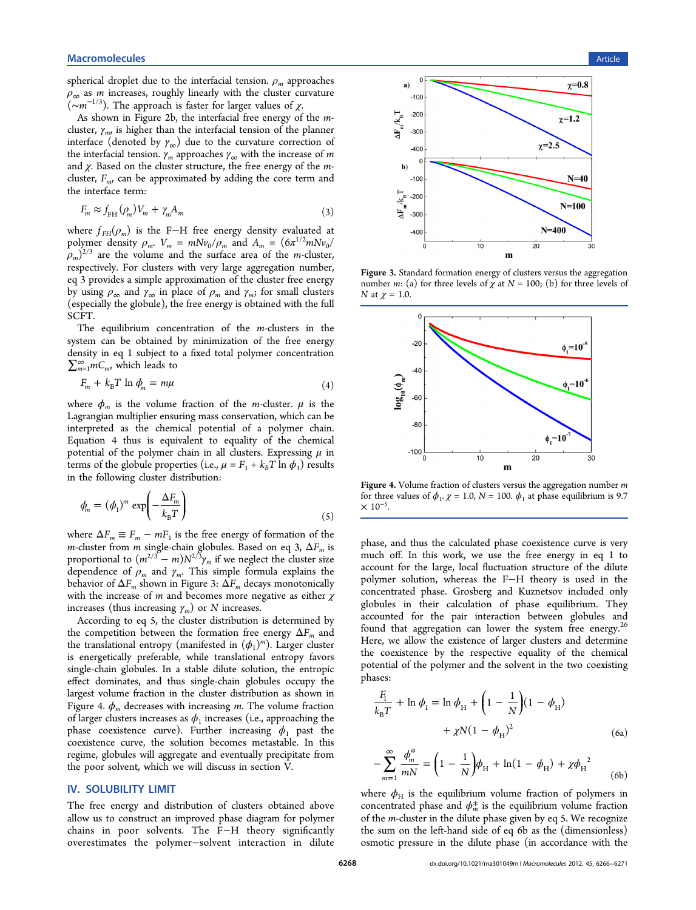spherical droplet due to the interfacial tension. $\rho_m$ approaches $\rho_\infty$ as $m$ increases, roughly linearly with the cluster curvature ($\sim m^{-1/3}$). The approach is faster for larger values of $\chi$.

As shown in Figure 2b, the interfacial free energy of the $m$-cluster, $\gamma_m$, is higher than the interfacial tension of the planner interface (denoted by $\gamma_\infty$) due to the curvature correction of the interfacial tension. $\gamma_m$ approaches $\gamma_\infty$ with the increase of $m$ and $\chi$. Based on the cluster structure, the free energy of the $m$-cluster, $F_m$, can be approximated by adding the core term and the interface term:

$$F_m \approx f_{\mathrm{FH}}(\rho_m)V_m + \gamma_m A_m \tag{3}$$

where $f_{FH}(\rho_m)$ is the F–H free energy density evaluated at polymer density $\rho_m$. $V_m = mNv_0/\rho_m$ and $A_m = (6\pi^{1/2}mNv_0/\rho_m)^{2/3}$ are the volume and the surface area of the $m$-cluster, respectively. For clusters with very large aggregation number, eq 3 provides a simple approximation of the cluster free energy by using $\rho_\infty$ and $\gamma_\infty$ in place of $\rho_m$ and $\gamma_m$; for small clusters (especially the globule), the free energy is obtained with the full SCFT.

The equilibrium concentration of the $m$-clusters in the system can be obtained by minimization of the free energy density in eq 1 subject to a fixed total polymer concentration $\sum_{m=1}^{\infty} mC_m$, which leads to

$$F_m + k_{\mathrm{B}}T \ln \phi_m = m\mu \tag{4}$$

where $\phi_m$ is the volume fraction of the $m$-cluster. $\mu$ is the Lagrangian multiplier ensuring mass conservation, which can be interpreted as the chemical potential of a polymer chain. Equation 4 thus is equivalent to equality of the chemical potential of the polymer chain in all clusters. Expressing $\mu$ in terms of the globule properties (i.e., $\mu = F_1 + k_BT \ln \phi_1$) results in the following cluster distribution:

$$\phi_m = (\phi_1)^m \exp\left(-\frac{\Delta F_m}{k_{\mathrm{B}}T}\right) \tag{5}$$

where $\Delta F_m \equiv F_m - mF_1$ is the free energy of formation of the $m$-cluster from $m$ single-chain globules. Based on eq 3, $\Delta F_m$ is proportional to $(m^{2/3} - m)N^{2/3}\gamma_m$ if we neglect the cluster size dependence of $\rho_m$ and $\gamma_m$. This simple formula explains the behavior of $\Delta F_m$ shown in Figure 3: $\Delta F_m$ decays monotonically with the increase of $m$ and becomes more negative as either $\chi$ increases (thus increasing $\gamma_m$) or $N$ increases.

According to eq 5, the cluster distribution is determined by the competition between the formation free energy $\Delta F_m$ and the translational entropy (manifested in $(\phi_1)^m$). Larger cluster is energetically preferable, while translational entropy favors single-chain globules. In a stable dilute solution, the entropic effect dominates, and thus single-chain globules occupy the largest volume fraction in the cluster distribution as shown in Figure 4. $\phi_m$ decreases with increasing $m$. The volume fraction of larger clusters increases as $\phi_1$ increases (i.e., approaching the phase coexistence curve). Further increasing $\phi_1$ past the coexistence curve, the solution becomes metastable. In this regime, globules will aggregate and eventually precipitate from the poor solvent, which we will discuss in section V.

Figure 3. Standard formation energy of clusters versus the aggregation number $m$: (a) for three levels of $\chi$ at $N = 100$; (b) for three levels of $N$ at $\chi = 1.0$.

Figure 4. Volume fraction of clusters versus the aggregation number $m$ for three values of $\phi_1$. $\chi = 1.0$, $N = 100$. $\phi_1$ at phase equilibrium is 9.7 $\times\ 10^{-5}$.

## IV. SOLUBILITY LIMIT

The free energy and distribution of clusters obtained above allow us to construct an improved phase diagram for polymer chains in poor solvents. The F–H theory significantly overestimates the polymer–solvent interaction in dilute phase, and thus the calculated phase coexistence curve is very much off. In this work, we use the free energy in eq 1 to account for the large, local fluctuation structure of the dilute polymer solution, whereas the F–H theory is used in the concentrated phase. Grosberg and Kuznetsov included only globules in their calculation of phase equilibrium. They accounted for the pair interaction between globules and found that aggregation can lower the system free energy.[26] Here, we allow the existence of larger clusters and determine the coexistence by the respective equality of the chemical potential of the polymer and the solvent in the two coexisting phases:

$$\frac{F_1}{k_{\mathrm{B}}T} + \ln \phi_1 = \ln \phi_{\mathrm{H}} + \left(1 - \frac{1}{N}\right)(1 - \phi_{\mathrm{H}}) + \chi N(1 - \phi_{\mathrm{H}})^2 \tag{6a}$$

$$-\sum_{m=1}^{\infty} \frac{\phi_m^*}{mN} = \left(1 - \frac{1}{N}\right)\phi_{\mathrm{H}} + \ln(1 - \phi_{\mathrm{H}}) + \chi\phi_{\mathrm{H}}^2 \tag{6b}$$

where $\phi_H$ is the equilibrium volume fraction of polymers in concentrated phase and $\phi_m^*$ is the equilibrium volume fraction of the $m$-cluster in the dilute phase given by eq 5. We recognize the sum on the left-hand side of eq 6b as the (dimensionless) osmotic pressure in the dilute phase (in accordance with the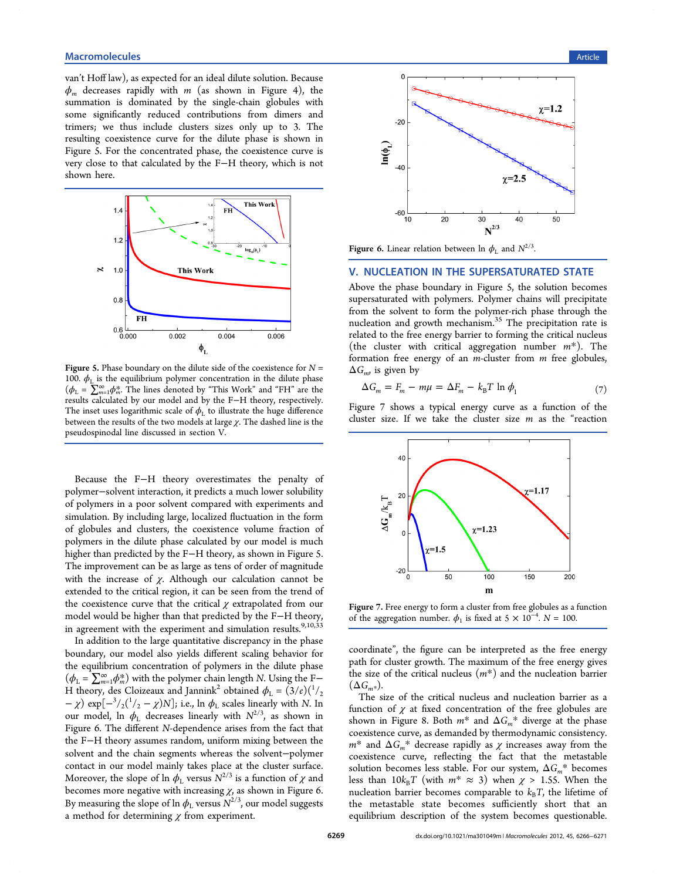van't Hoff law), as expected for an ideal dilute solution. Because $\phi_m$ decreases rapidly with $m$ (as shown in Figure 4), the summation is dominated by the single-chain globules with some significantly reduced contributions from dimers and trimers; we thus include clusters sizes only up to 3. The resulting coexistence curve for the dilute phase is shown in Figure 5. For the concentrated phase, the coexistence curve is very close to that calculated by the F−H theory, which is not shown here.

Figure 5. Phase boundary on the dilute side of the coexistence for $N = 100$. $\phi_L$ is the equilibrium polymer concentration in the dilute phase ($\phi_L = \sum_{m=1}^{\infty}\phi_m^*$. The lines denoted by "This Work" and "FH" are the results calculated by our model and by the F−H theory, respectively. The inset uses logarithmic scale of $\phi_L$ to illustrate the huge difference between the results of the two models at large $\chi$. The dashed line is the pseudospinodal line discussed in section V.

Because the F−H theory overestimates the penalty of polymer−solvent interaction, it predicts a much lower solubility of polymers in a poor solvent compared with experiments and simulation. By including large, localized fluctuation in the form of globules and clusters, the coexistence volume fraction of polymers in the dilute phase calculated by our model is much higher than predicted by the F−H theory, as shown in Figure 5. The improvement can be as large as tens of order of magnitude with the increase of $\chi$. Although our calculation cannot be extended to the critical region, it can be seen from the trend of the coexistence curve that the critical $\chi$ extrapolated from our model would be higher than that predicted by the F−H theory, in agreement with the experiment and simulation results.[9,10,33]

In addition to the large quantitative discrepancy in the phase boundary, our model also yields different scaling behavior for the equilibrium concentration of polymers in the dilute phase ($\phi_L = \sum_{m=1}^{\infty}\phi_m^*$) with the polymer chain length $N$. Using the F−H theory, des Cloizeaux and Jannink[2] obtained $\phi_L = (3/e)(^1/_2 - \chi) \exp[-^3/_2(^1/_2 - \chi)N]$; i.e., $\ln \phi_L$ scales linearly with $N$. In our model, $\ln \phi_L$ decreases linearly with $N^{2/3}$, as shown in Figure 6. The different $N$-dependence arises from the fact that the F−H theory assumes random, uniform mixing between the solvent and the chain segments whereas the solvent−polymer contact in our model mainly takes place at the cluster surface. Moreover, the slope of $\ln \phi_L$ versus $N^{2/3}$ is a function of $\chi$ and becomes more negative with increasing $\chi$, as shown in Figure 6. By measuring the slope of $\ln \phi_L$ versus $N^{2/3}$, our model suggests a method for determining $\chi$ from experiment.

Figure 6. Linear relation between $\ln \phi_L$ and $N^{2/3}$.

## V. NUCLEATION IN THE SUPERSATURATED STATE

Above the phase boundary in Figure 5, the solution becomes supersaturated with polymers. Polymer chains will precipitate from the solvent to form the polymer-rich phase through the nucleation and growth mechanism.[35] The precipitation rate is related to the free energy barrier to forming the critical nucleus (the cluster with critical aggregation number $m^*$). The formation free energy of an $m$-cluster from $m$ free globules, $\Delta G_m$, is given by

$$\Delta G_m = F_m - m\mu = \Delta F_m - k_B T \ln \phi_1 \tag{7}$$

Figure 7 shows a typical energy curve as a function of the cluster size. If we take the cluster size $m$ as the "reaction coordinate", the figure can be interpreted as the free energy path for cluster growth. The maximum of the free energy gives the size of the critical nucleus ($m^*$) and the nucleation barrier ($\Delta G_{m^*}$).

Figure 7. Free energy to form a cluster from free globules as a function of the aggregation number. $\phi_1$ is fixed at $5 \times 10^{-4}$. $N = 100$.

The size of the critical nucleus and nucleation barrier as a function of $\chi$ at fixed concentration of the free globules are shown in Figure 8. Both $m^*$ and $\Delta G_m^*$ diverge at the phase coexistence curve, as demanded by thermodynamic consistency. $m^*$ and $\Delta G_m^*$ decrease rapidly as $\chi$ increases away from the coexistence curve, reflecting the fact that the metastable solution becomes less stable. For our system, $\Delta G_m^*$ becomes less than $10k_BT$ (with $m^* \approx 3$) when $\chi > 1.55$. When the nucleation barrier becomes comparable to $k_BT$, the lifetime of the metastable state becomes sufficiently short that an equilibrium description of the system becomes questionable.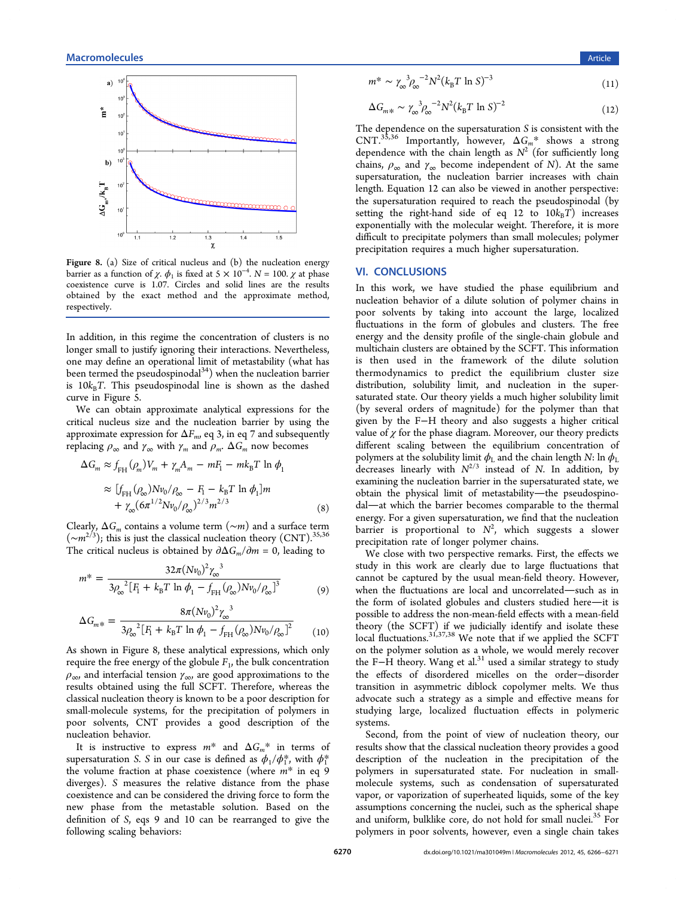Figure 8. (a) Size of critical nucleus and (b) the nucleation energy barrier as a function of $\chi$. $\phi_1$ is fixed at $5 \times 10^{-4}$. $N = 100$. $\chi$ at phase coexistence curve is 1.07. Circles and solid lines are the results obtained by the exact method and the approximate method, respectively.

In addition, in this regime the concentration of clusters is no longer small to justify ignoring their interactions. Nevertheless, one may define an operational limit of metastability (what has been termed the pseudospinodal[34]) when the nucleation barrier is $10k_BT$. This pseudospinodal line is shown as the dashed curve in Figure 5.

We can obtain approximate analytical expressions for the critical nucleus size and the nucleation barrier by using the approximate expression for $\Delta F_m$, eq 3, in eq 7 and subsequently replacing $\rho_\infty$ and $\gamma_\infty$ with $\gamma_m$ and $\rho_m$. $\Delta G_m$ now becomes

$$\begin{aligned}\Delta G_m &\approx f_{\mathrm{FH}}(\rho_m)V_m + \gamma_m A_m - mF_1 - mk_BT\ln\phi_1 \\ &\approx [f_{\mathrm{FH}}(\rho_\infty)N\nu_0/\rho_\infty - F_1 - k_BT\ln\phi_1]m \\ &\quad + \gamma_\infty(6\pi^{1/2}N\nu_0/\rho_\infty)^{2/3}m^{2/3}\end{aligned} \tag{8}$$

Clearly, $\Delta G_m$ contains a volume term ($\sim m$) and a surface term ($\sim m^{2/3}$); this is just the classical nucleation theory (CNT).[35,36] The critical nucleus is obtained by $\partial \Delta G_m/\partial m = 0$, leading to

$$m^* = \frac{32\pi(N\nu_0)^2\gamma_\infty^{\ 3}}{3\rho_\infty^{\ 2}[F_1 + k_BT\ln\phi_1 - f_{\mathrm{FH}}(\rho_\infty)N\nu_0/\rho_\infty]^3} \tag{9}$$

$$\Delta G_{m*} = \frac{8\pi(N\nu_0)^2\gamma_\infty^{\ 3}}{3\rho_\infty^{\ 2}[F_1 + k_BT\ln\phi_1 - f_{\mathrm{FH}}(\rho_\infty)N\nu_0/\rho_\infty]^2} \tag{10}$$

As shown in Figure 8, these analytical expressions, which only require the free energy of the globule $F_1$, the bulk concentration $\rho_\infty$, and interfacial tension $\gamma_\infty$, are good approximations to the results obtained using the full SCFT. Therefore, whereas the classical nucleation theory is known to be a poor description for small-molecule systems, for the precipitation of polymers in poor solvents, CNT provides a good description of the nucleation behavior.

It is instructive to express $m^*$ and $\Delta G_m^*$ in terms of supersaturation $S$. $S$ in our case is defined as $\phi_1/\phi_1^*$, with $\phi_1^*$ the volume fraction at phase coexistence (where $m^*$ in eq 9 diverges). $S$ measures the relative distance from the phase coexistence and can be considered the driving force to form the new phase from the metastable solution. Based on the definition of $S$, eqs 9 and 10 can be rearranged to give the following scaling behaviors:

$$m^* \sim \gamma_\infty^{\ 3}\rho_\infty^{\ -2}N^2(k_BT\ln S)^{-3} \tag{11}$$

$$\Delta G_{m*} \sim \gamma_\infty^{\ 3}\rho_\infty^{\ -2}N^2(k_BT\ln S)^{-2} \tag{12}$$

The dependence on the supersaturation $S$ is consistent with the CNT.[35,36] Importantly, however, $\Delta G_m^*$ shows a strong dependence with the chain length as $N^2$ (for sufficiently long chains, $\rho_\infty$ and $\gamma_\infty$ become independent of $N$). At the same supersaturation, the nucleation barrier increases with chain length. Equation 12 can also be viewed in another perspective: the supersaturation required to reach the pseudospinodal (by setting the right-hand side of eq 12 to $10k_BT$) increases exponentially with the molecular weight. Therefore, it is more difficult to precipitate polymers than small molecules; polymer precipitation requires a much higher supersaturation.

## VI. CONCLUSIONS

In this work, we have studied the phase equilibrium and nucleation behavior of a dilute solution of polymer chains in poor solvents by taking into account the large, localized fluctuations in the form of globules and clusters. The free energy and the density profile of the single-chain globule and multichain clusters are obtained by the SCFT. This information is then used in the framework of the dilute solution thermodynamics to predict the equilibrium cluster size distribution, solubility limit, and nucleation in the supersaturated state. Our theory yields a much higher solubility limit (by several orders of magnitude) for the polymer than that given by the F–H theory and also suggests a higher critical value of $\chi$ for the phase diagram. Moreover, our theory predicts different scaling between the equilibrium concentration of polymers at the solubility limit $\phi_L$ and the chain length $N$: $\ln\phi_L$ decreases linearly with $N^{2/3}$ instead of $N$. In addition, by examining the nucleation barrier in the supersaturated state, we obtain the physical limit of metastability—the pseudospinodal—at which the barrier becomes comparable to the thermal energy. For a given supersaturation, we find that the nucleation barrier is proportional to $N^2$, which suggests a slower precipitation rate of longer polymer chains.

We close with two perspective remarks. First, the effects we study in this work are clearly due to large fluctuations that cannot be captured by the usual mean-field theory. However, when the fluctuations are local and uncorrelated—such as in the form of isolated globules and clusters studied here—it is possible to address the non-mean-field effects with a mean-field theory (the SCFT) if we judicially identify and isolate these local fluctuations.[31,37,38] We note that if we applied the SCFT on the polymer solution as a whole, we would merely recover the F–H theory. Wang et al.[31] used a similar strategy to study the effects of disordered micelles on the order–disorder transition in asymmetric diblock copolymer melts. We thus advocate such a strategy as a simple and effective means for studying large, localized fluctuation effects in polymeric systems.

Second, from the point of view of nucleation theory, our results show that the classical nucleation theory provides a good description of the nucleation in the precipitation of the polymers in supersaturated state. For nucleation in small-molecule systems, such as condensation of supersaturated vapor, or vaporization of superheated liquids, some of the key assumptions concerning the nuclei, such as the spherical shape and uniform, bulklike core, do not hold for small nuclei.[35] For polymers in poor solvents, however, even a single chain takes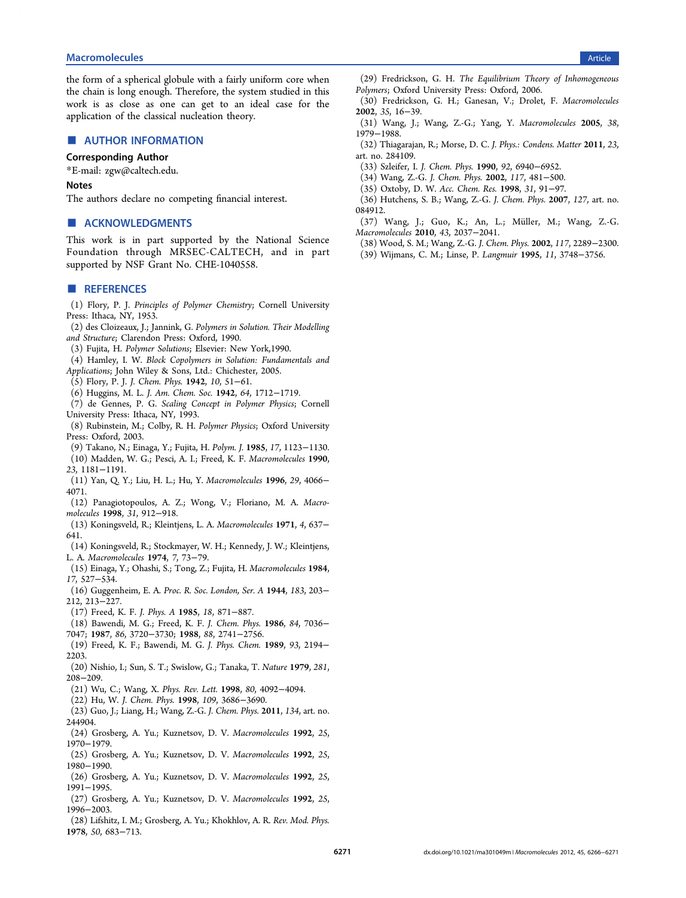the form of a spherical globule with a fairly uniform core when the chain is long enough. Therefore, the system studied in this work is as close as one can get to an ideal case for the application of the classical nucleation theory.

## ■ AUTHOR INFORMATION

### Corresponding Author

*E-mail: zgw@caltech.edu.

### Notes

The authors declare no competing financial interest.

## ■ ACKNOWLEDGMENTS

This work is in part supported by the National Science Foundation through MRSEC-CALTECH, and in part supported by NSF Grant No. CHE-1040558.

## ■ REFERENCES

(1) Flory, P. J. *Principles of Polymer Chemistry*; Cornell University Press: Ithaca, NY, 1953.

(2) des Cloizeaux, J.; Jannink, G. *Polymers in Solution. Their Modelling and Structure*; Clarendon Press: Oxford, 1990.

(3) Fujita, H. *Polymer Solutions*; Elsevier: New York,1990.

(4) Hamley, I. W. *Block Copolymers in Solution: Fundamentals and Applications*; John Wiley & Sons, Ltd.: Chichester, 2005.

(5) Flory, P. J. *J. Chem. Phys.* **1942**, *10*, 51−61.

(6) Huggins, M. L. *J. Am. Chem. Soc.* **1942**, *64*, 1712−1719.

(7) de Gennes, P. G. *Scaling Concept in Polymer Physics*; Cornell University Press: Ithaca, NY, 1993.

(8) Rubinstein, M.; Colby, R. H. *Polymer Physics*; Oxford University Press: Oxford, 2003.

(9) Takano, N.; Einaga, Y.; Fujita, H. *Polym. J.* **1985**, *17*, 1123−1130.

(10) Madden, W. G.; Pesci, A. I.; Freed, K. F. *Macromolecules* **1990**, *23*, 1181−1191.

(11) Yan, Q. Y.; Liu, H. L.; Hu, Y. *Macromolecules* **1996**, *29*, 4066−4071.

(12) Panagiotopoulos, A. Z.; Wong, V.; Floriano, M. A. *Macromolecules* **1998**, *31*, 912−918.

(13) Koningsveld, R.; Kleintjens, L. A. *Macromolecules* **1971**, *4*, 637−641.

(14) Koningsveld, R.; Stockmayer, W. H.; Kennedy, J. W.; Kleintjens, L. A. *Macromolecules* **1974**, *7*, 73−79.

(15) Einaga, Y.; Ohashi, S.; Tong, Z.; Fujita, H. *Macromolecules* **1984**, *17*, 527−534.

(16) Guggenheim, E. A. *Proc. R. Soc. London, Ser. A* **1944**, *183*, 203−212, 213−227.

(17) Freed, K. F. *J. Phys. A* **1985**, *18*, 871−887.

(18) Bawendi, M. G.; Freed, K. F. *J. Chem. Phys.* **1986**, *84*, 7036−7047; **1987**, *86*, 3720−3730; **1988**, *88*, 2741−2756.

(19) Freed, K. F.; Bawendi, M. G. *J. Phys. Chem.* **1989**, *93*, 2194−2203.

(20) Nishio, I.; Sun, S. T.; Swislow, G.; Tanaka, T. *Nature* **1979**, *281*, 208−209.

(21) Wu, C.; Wang, X. *Phys. Rev. Lett.* **1998**, *80*, 4092−4094.

(22) Hu, W. *J. Chem. Phys.* **1998**, *109*, 3686−3690.

(23) Guo, J.; Liang, H.; Wang, Z.-G. *J. Chem. Phys.* **2011**, *134*, art. no. 244904.

(24) Grosberg, A. Yu.; Kuznetsov, D. V. *Macromolecules* **1992**, *25*, 1970−1979.

(25) Grosberg, A. Yu.; Kuznetsov, D. V. *Macromolecules* **1992**, *25*, 1980−1990.

(26) Grosberg, A. Yu.; Kuznetsov, D. V. *Macromolecules* **1992**, *25*, 1991−1995.

(27) Grosberg, A. Yu.; Kuznetsov, D. V. *Macromolecules* **1992**, *25*, 1996−2003.

(28) Lifshitz, I. M.; Grosberg, A. Yu.; Khokhlov, A. R. *Rev. Mod. Phys.* **1978**, *50*, 683−713.

(29) Fredrickson, G. H. *The Equilibrium Theory of Inhomogeneous Polymers*; Oxford University Press: Oxford, 2006.

(30) Fredrickson, G. H.; Ganesan, V.; Drolet, F. *Macromolecules* **2002**, *35*, 16−39.

(31) Wang, J.; Wang, Z.-G.; Yang, Y. *Macromolecules* **2005**, *38*, 1979−1988.

(32) Thiagarajan, R.; Morse, D. C. *J. Phys.: Condens. Matter* **2011**, *23*, art. no. 284109.

(33) Szleifer, I. *J. Chem. Phys.* **1990**, *92*, 6940−6952.

(34) Wang, Z.-G. *J. Chem. Phys.* **2002**, *117*, 481−500.

(35) Oxtoby, D. W. *Acc. Chem. Res.* **1998**, *31*, 91−97.

(36) Hutchens, S. B.; Wang, Z.-G. *J. Chem. Phys.* **2007**, *127*, art. no. 084912.

(37) Wang, J.; Guo, K.; An, L.; Müller, M.; Wang, Z.-G. *Macromolecules* **2010**, *43*, 2037−2041.

(38) Wood, S. M.; Wang, Z.-G. *J. Chem. Phys.* **2002**, *117*, 2289−2300.

(39) Wijmans, C. M.; Linse, P. *Langmuir* **1995**, *11*, 3748−3756.